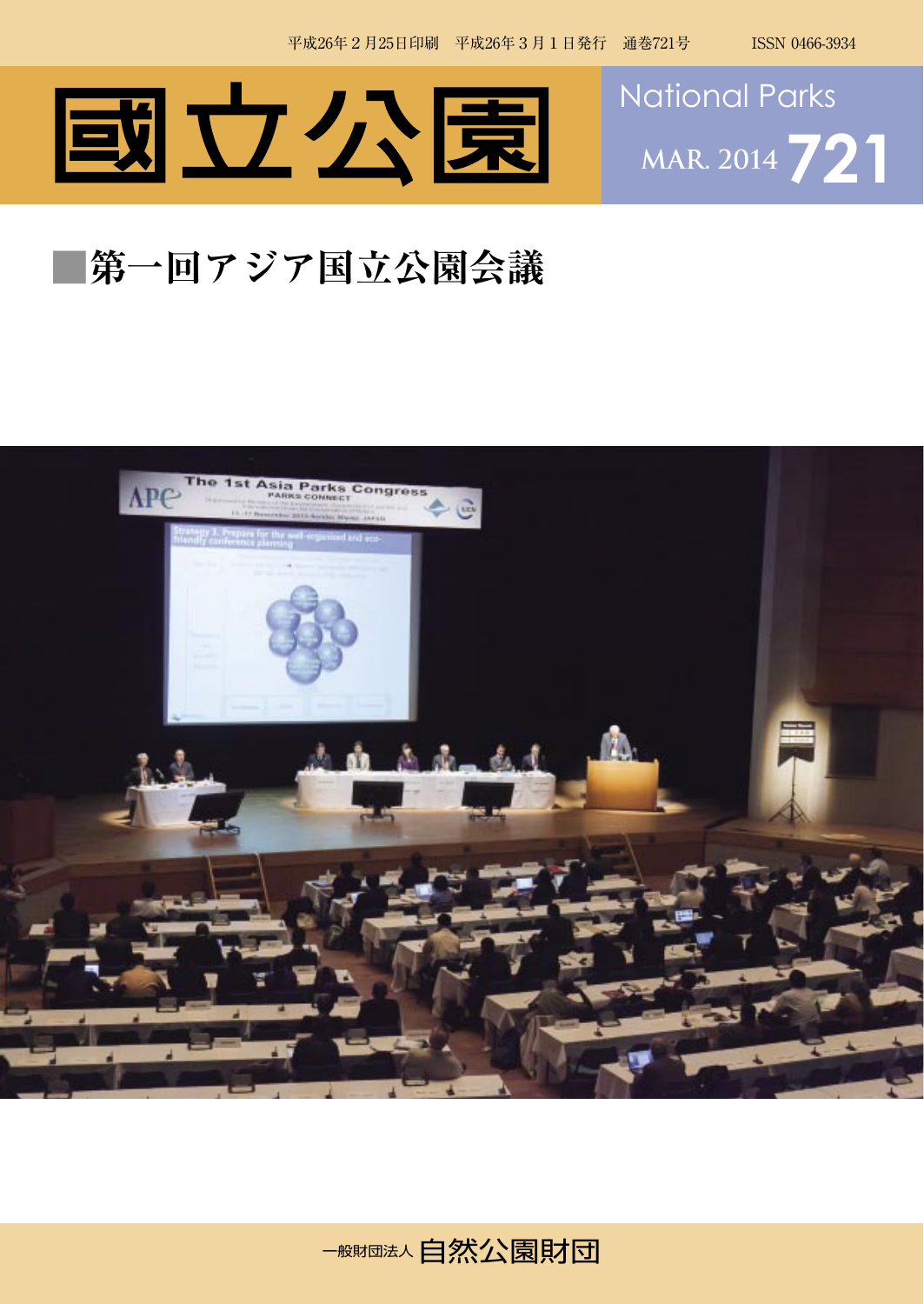平成26年２月25日印刷　平成26年３月１日発行　通巻721号　　ISSN 0466-3934

# 國立公園

National Parks

MAR. 2014 721

## ■第一回アジア国立公園会議

一般財団法人 自然公園財団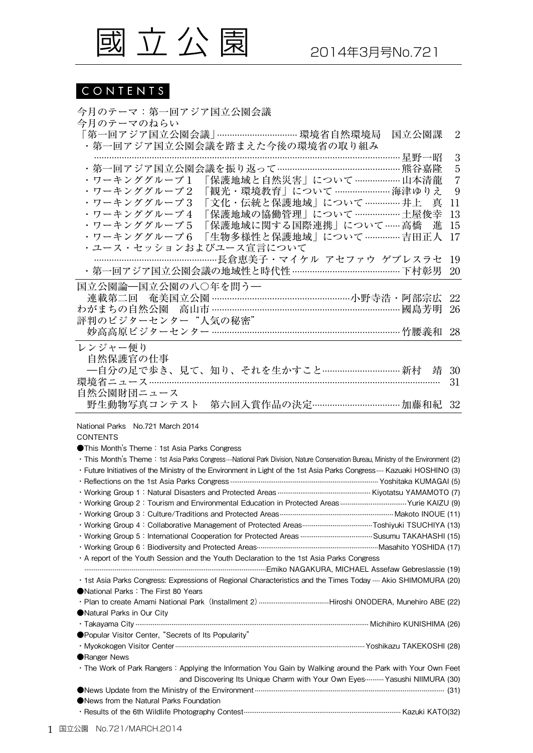# 國立公園

2014年3月号No.721

## CONTENTS

今月のテーマ：第一回アジア国立公園会議

今月のテーマのねらい

「第一回アジア国立公園会議」…………………………… 環境省自然環境局　国立公園課　2

・第一回アジア国立公園会議を踏まえた今後の環境省の取り組み ……………………………………………………………… 星野一昭　3

・第一回アジア国立公園会議を振り返って……………………………………………熊谷嘉隆　5

・ワーキンググループ１　「保護地域と自然災害」について………………山本清龍　7

・ワーキンググループ２　「観光・環境教育」について…………………海津ゆりえ　9

・ワーキンググループ３　「文化・伝統と保護地域」について…………井上　真　11

・ワーキンググループ４　「保護地域の協働管理」について………………土屋俊幸　13

・ワーキンググループ５　「保護地域に関する国際連携」について……高橋　進　15

・ワーキンググループ６　「生物多様性と保護地域」について…………吉田正人　17

・ユース・セッションおよびユース宣言について ……………………………………………長倉恵美子・マイケル アセファウ ゲブレスラセ　19

・第一回アジア国立公園会議の地域性と時代性……………………………………下村彰男　20

国立公園論—国立公園の八〇年を問う—

連載第二回　奄美国立公園……………………………………………小野寺浩・阿部宗広　22

わがまちの自然公園　高山市…………………………………………………………國島芳明　26

評判のビジターセンター“人気の秘密”

妙高高原ビジターセンター………………………………………………………………竹腰義和　28

レンジャー便り

自然保護官の仕事

—自分の足で歩き、見て、知り、それを生かすこと…………………………新村　靖　30

環境省ニュース…………………………………………………………………………………………31

自然公園財団ニュース

野生動物写真コンテスト　第六回入賞作品の決定………………………………加藤和紀　32

National Parks　No.721 March 2014

CONTENTS

●This Month's Theme：1st Asia Parks Congress

・This Month's Theme：1st Asia Parks Congress····National Park Division, Nature Conservation Bureau, Ministry of the Environment (2)

・Future Initiatives of the Ministry of the Environment in Light of the 1st Asia Parks Congress···· Kazuaki HOSHINO (3)

・Reflections on the 1st Asia Parks Congress ···················· Yoshitaka KUMAGAI (5)

・Working Group 1：Natural Disasters and Protected Areas ···················· Kiyotatsu YAMAMOTO (7)

・Working Group 2：Tourism and Environmental Education in Protected Areas ···················· Yurie KAIZU (9)

・Working Group 3：Culture/Traditions and Protected Areas ···················· Makoto INOUE (11)

・Working Group 4：Collaborative Management of Protected Areas ···················· Toshiyuki TSUCHIYA (13)

・Working Group 5：International Cooperation for Protected Areas ···················· Susumu TAKAHASHI (15)

・Working Group 6：Biodiversity and Protected Areas ···················· Masahito YOSHIDA (17)

・A report of the Youth Session and the Youth Declaration to the 1st Asia Parks Congress ···················· Emiko NAGAKURA, MICHAEL Assefaw Gebreslassie (19)

・1st Asia Parks Congress: Expressions of Regional Characteristics and the Times Today ···· Akio SHIMOMURA (20)

●National Parks：The First 80 Years

・Plan to create Amami National Park（Installment 2）···················· Hiroshi ONODERA, Munehiro ABE (22)

●Natural Parks in Our City

・Takayama City ···················· Michihiro KUNISHIMA (26)

●Popular Visitor Center, "Secrets of Its Popularity"

・Myokokogen Visitor Center ···················· Yoshikazu TAKEKOSHI (28)

●Ranger News

・The Work of Park Rangers：Applying the Information You Gain by Walking around the Park with Your Own Feet and Discovering Its Unique Charm with Your Own Eyes·········· Yasushi NIIMURA (30)

●News Update from the Ministry of the Environment ···················· (31)

●News from the Natural Parks Foundation

・Results of the 6th Wildlife Photography Contest ···················· Kazuki KATO(32)